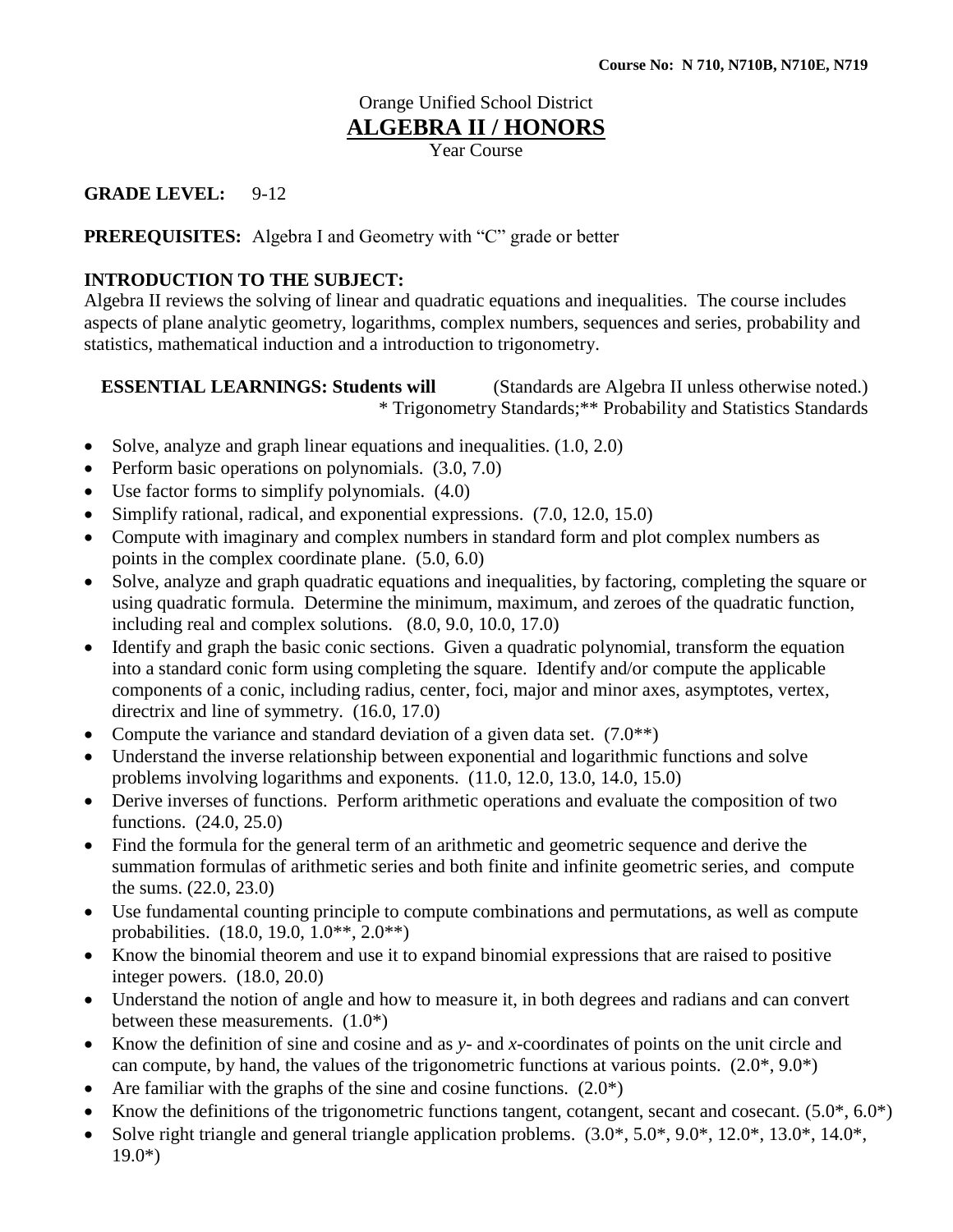**Course No: N 710, N710B, N710E, N719**

Orange Unified School District

# ALGEBRA II / HONORS

Year Course

**GRADE LEVEL:** 9-12

**PREREQUISITES:** Algebra I and Geometry with "C" grade or better

**INTRODUCTION TO THE SUBJECT:**

Algebra II reviews the solving of linear and quadratic equations and inequalities. The course includes aspects of plane analytic geometry, logarithms, complex numbers, sequences and series, probability and statistics, mathematical induction and a introduction to trigonometry.

**ESSENTIAL LEARNINGS: Students will** (Standards are Algebra II unless otherwise noted.)
* Trigonometry Standards;** Probability and Statistics Standards

- Solve, analyze and graph linear equations and inequalities. (1.0, 2.0)
- Perform basic operations on polynomials. (3.0, 7.0)
- Use factor forms to simplify polynomials. (4.0)
- Simplify rational, radical, and exponential expressions. (7.0, 12.0, 15.0)
- Compute with imaginary and complex numbers in standard form and plot complex numbers as points in the complex coordinate plane. (5.0, 6.0)
- Solve, analyze and graph quadratic equations and inequalities, by factoring, completing the square or using quadratic formula. Determine the minimum, maximum, and zeroes of the quadratic function, including real and complex solutions. (8.0, 9.0, 10.0, 17.0)
- Identify and graph the basic conic sections. Given a quadratic polynomial, transform the equation into a standard conic form using completing the square. Identify and/or compute the applicable components of a conic, including radius, center, foci, major and minor axes, asymptotes, vertex, directrix and line of symmetry. (16.0, 17.0)
- Compute the variance and standard deviation of a given data set. (7.0**)
- Understand the inverse relationship between exponential and logarithmic functions and solve problems involving logarithms and exponents. (11.0, 12.0, 13.0, 14.0, 15.0)
- Derive inverses of functions. Perform arithmetic operations and evaluate the composition of two functions. (24.0, 25.0)
- Find the formula for the general term of an arithmetic and geometric sequence and derive the summation formulas of arithmetic series and both finite and infinite geometric series, and compute the sums. (22.0, 23.0)
- Use fundamental counting principle to compute combinations and permutations, as well as compute probabilities. (18.0, 19.0, 1.0**, 2.0**)
- Know the binomial theorem and use it to expand binomial expressions that are raised to positive integer powers. (18.0, 20.0)
- Understand the notion of angle and how to measure it, in both degrees and radians and can convert between these measurements. (1.0*)
- Know the definition of sine and cosine and as *y*- and *x*-coordinates of points on the unit circle and can compute, by hand, the values of the trigonometric functions at various points. (2.0*, 9.0*)
- Are familiar with the graphs of the sine and cosine functions. (2.0*)
- Know the definitions of the trigonometric functions tangent, cotangent, secant and cosecant. (5.0*, 6.0*)
- Solve right triangle and general triangle application problems. (3.0*, 5.0*, 9.0*, 12.0*, 13.0*, 14.0*, 19.0*)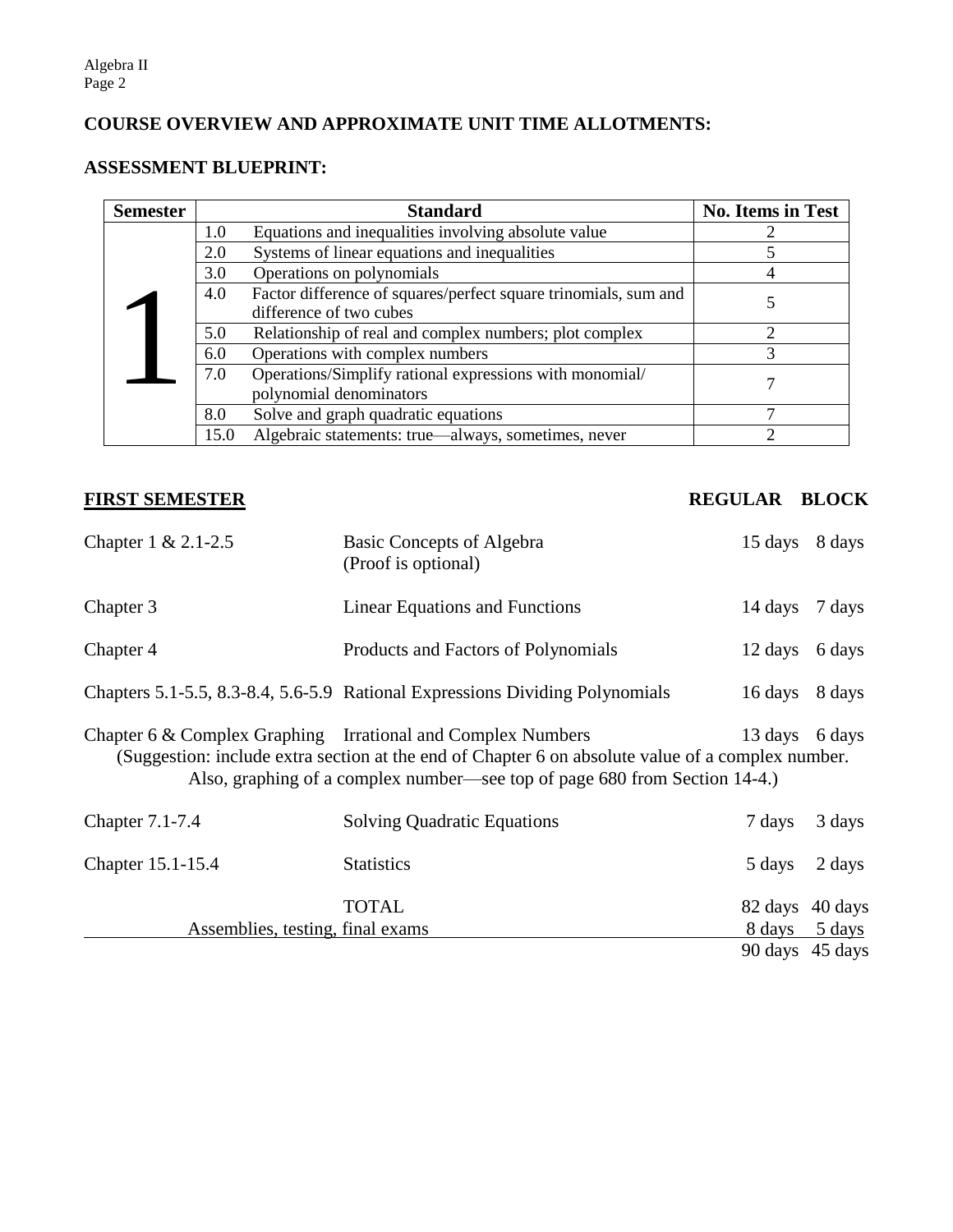## COURSE OVERVIEW AND APPROXIMATE UNIT TIME ALLOTMENTS:

## ASSESSMENT BLUEPRINT:

| Semester | Standard | | No. Items in Test |
|---|---|---|---|
| 1 | 1.0 | Equations and inequalities involving absolute value | 2 |
| | 2.0 | Systems of linear equations and inequalities | 5 |
| | 3.0 | Operations on polynomials | 4 |
| | 4.0 | Factor difference of squares/perfect square trinomials, sum and difference of two cubes | 5 |
| | 5.0 | Relationship of real and complex numbers; plot complex | 2 |
| | 6.0 | Operations with complex numbers | 3 |
| | 7.0 | Operations/Simplify rational expressions with monomial/ polynomial denominators | 7 |
| | 8.0 | Solve and graph quadratic equations | 7 |
| | 15.0 | Algebraic statements: true—always, sometimes, never | 2 |

| **FIRST SEMESTER** | | **REGULAR** | **BLOCK** |
|---|---|---|---|
| Chapter 1 & 2.1-2.5 | Basic Concepts of Algebra (Proof is optional) | 15 days | 8 days |
| Chapter 3 | Linear Equations and Functions | 14 days | 7 days |
| Chapter 4 | Products and Factors of Polynomials | 12 days | 6 days |
| Chapters 5.1-5.5, 8.3-8.4, 5.6-5.9 | Rational Expressions Dividing Polynomials | 16 days | 8 days |
| Chapter 6 & Complex Graphing | Irrational and Complex Numbers | 13 days | 6 days |

(Suggestion: include extra section at the end of Chapter 6 on absolute value of a complex number. Also, graphing of a complex number—see top of page 680 from Section 14-4.)

| | | | |
|---|---|---|---|
| Chapter 7.1-7.4 | Solving Quadratic Equations | 7 days | 3 days |
| Chapter 15.1-15.4 | Statistics | 5 days | 2 days |
| | TOTAL | 82 days | 40 days |
| Assemblies, testing, final exams | | 8 days | 5 days |
| | | 90 days | 45 days |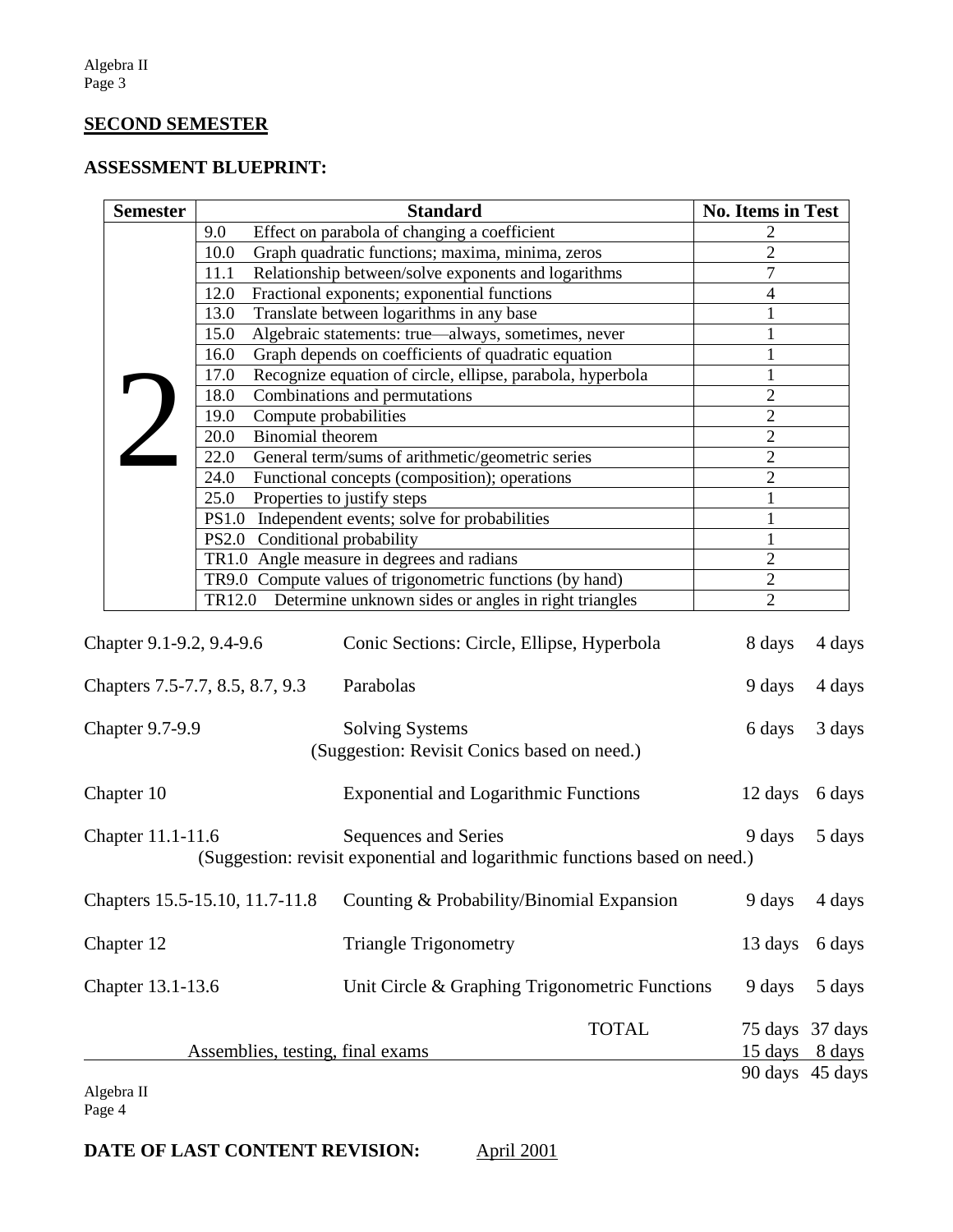## SECOND SEMESTER

### ASSESSMENT BLUEPRINT:

| Semester | Standard | No. Items in Test |
|---|---|---|
| 2 | 9.0 Effect on parabola of changing a coefficient | 2 |
| | 10.0 Graph quadratic functions; maxima, minima, zeros | 2 |
| | 11.1 Relationship between/solve exponents and logarithms | 7 |
| | 12.0 Fractional exponents; exponential functions | 4 |
| | 13.0 Translate between logarithms in any base | 1 |
| | 15.0 Algebraic statements: true—always, sometimes, never | 1 |
| | 16.0 Graph depends on coefficients of quadratic equation | 1 |
| | 17.0 Recognize equation of circle, ellipse, parabola, hyperbola | 1 |
| | 18.0 Combinations and permutations | 2 |
| | 19.0 Compute probabilities | 2 |
| | 20.0 Binomial theorem | 2 |
| | 22.0 General term/sums of arithmetic/geometric series | 2 |
| | 24.0 Functional concepts (composition); operations | 2 |
| | 25.0 Properties to justify steps | 1 |
| | PS1.0 Independent events; solve for probabilities | 1 |
| | PS2.0 Conditional probability | 1 |
| | TR1.0 Angle measure in degrees and radians | 2 |
| | TR9.0 Compute values of trigonometric functions (by hand) | 2 |
| | TR12.0 Determine unknown sides or angles in right triangles | 2 |

| Chapter | Topic | | |
|---|---|---|---|
| Chapter 9.1-9.2, 9.4-9.6 | Conic Sections: Circle, Ellipse, Hyperbola | 8 days | 4 days |
| Chapters 7.5-7.7, 8.5, 8.7, 9.3 | Parabolas | 9 days | 4 days |
| Chapter 9.7-9.9 | Solving Systems (Suggestion: Revisit Conics based on need.) | 6 days | 3 days |
| Chapter 10 | Exponential and Logarithmic Functions | 12 days | 6 days |
| Chapter 11.1-11.6 | Sequences and Series (Suggestion: revisit exponential and logarithmic functions based on need.) | 9 days | 5 days |
| Chapters 15.5-15.10, 11.7-11.8 | Counting & Probability/Binomial Expansion | 9 days | 4 days |
| Chapter 12 | Triangle Trigonometry | 13 days | 6 days |
| Chapter 13.1-13.6 | Unit Circle & Graphing Trigonometric Functions | 9 days | 5 days |
| | TOTAL | 75 days | 37 days |
| Assemblies, testing, final exams | | 15 days | 8 days |
| | | 90 days | 45 days |

**DATE OF LAST CONTENT REVISION:** April 2001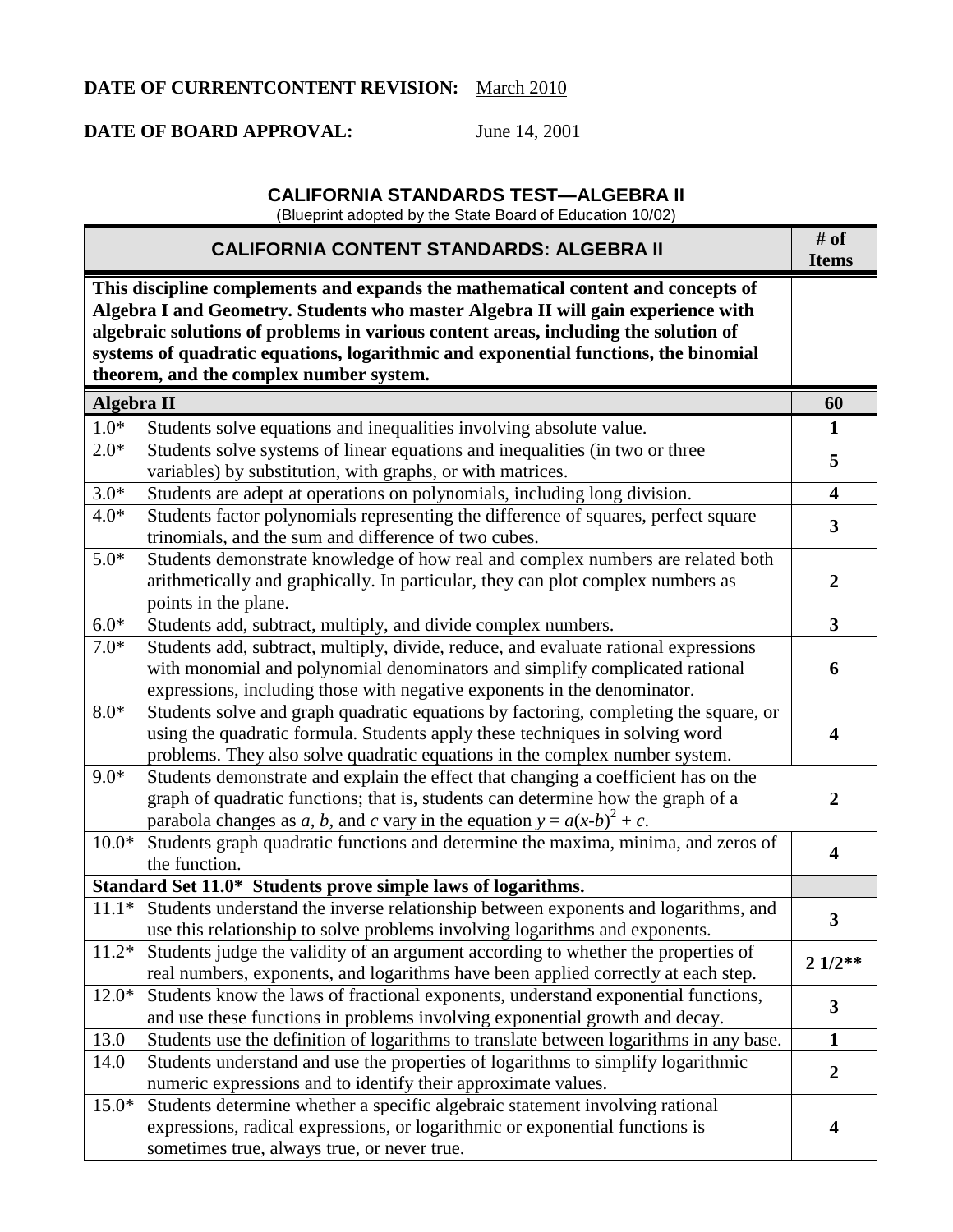**DATE OF CURRENTCONTENT REVISION:** March 2010

**DATE OF BOARD APPROVAL:** June 14, 2001

## CALIFORNIA STANDARDS TEST—ALGEBRA II

(Blueprint adopted by the State Board of Education 10/02)

| CALIFORNIA CONTENT STANDARDS: ALGEBRA II | | # of Items |
|---|---|---|
| **This discipline complements and expands the mathematical content and concepts of Algebra I and Geometry. Students who master Algebra II will gain experience with algebraic solutions of problems in various content areas, including the solution of systems of quadratic equations, logarithmic and exponential functions, the binomial theorem, and the complex number system.** | | |
| **Algebra II** | | **60** |
| 1.0* | Students solve equations and inequalities involving absolute value. | **1** |
| 2.0* | Students solve systems of linear equations and inequalities (in two or three variables) by substitution, with graphs, or with matrices. | **5** |
| 3.0* | Students are adept at operations on polynomials, including long division. | **4** |
| 4.0* | Students factor polynomials representing the difference of squares, perfect square trinomials, and the sum and difference of two cubes. | **3** |
| 5.0* | Students demonstrate knowledge of how real and complex numbers are related both arithmetically and graphically. In particular, they can plot complex numbers as points in the plane. | **2** |
| 6.0* | Students add, subtract, multiply, and divide complex numbers. | **3** |
| 7.0* | Students add, subtract, multiply, divide, reduce, and evaluate rational expressions with monomial and polynomial denominators and simplify complicated rational expressions, including those with negative exponents in the denominator. | **6** |
| 8.0* | Students solve and graph quadratic equations by factoring, completing the square, or using the quadratic formula. Students apply these techniques in solving word problems. They also solve quadratic equations in the complex number system. | **4** |
| 9.0* | Students demonstrate and explain the effect that changing a coefficient has on the graph of quadratic functions; that is, students can determine how the graph of a parabola changes as $a$, $b$, and $c$ vary in the equation $y = a(x-b)^2 + c$. | **2** |
| 10.0* | Students graph quadratic functions and determine the maxima, minima, and zeros of the function. | **4** |
| **Standard Set 11.0\*** | **Students prove simple laws of logarithms.** | |
| 11.1* | Students understand the inverse relationship between exponents and logarithms, and use this relationship to solve problems involving logarithms and exponents. | **3** |
| 11.2* | Students judge the validity of an argument according to whether the properties of real numbers, exponents, and logarithms have been applied correctly at each step. | **2 1/2\*\*** |
| 12.0* | Students know the laws of fractional exponents, understand exponential functions, and use these functions in problems involving exponential growth and decay. | **3** |
| 13.0 | Students use the definition of logarithms to translate between logarithms in any base. | **1** |
| 14.0 | Students understand and use the properties of logarithms to simplify logarithmic numeric expressions and to identify their approximate values. | **2** |
| 15.0* | Students determine whether a specific algebraic statement involving rational expressions, radical expressions, or logarithmic or exponential functions is sometimes true, always true, or never true. | **4** |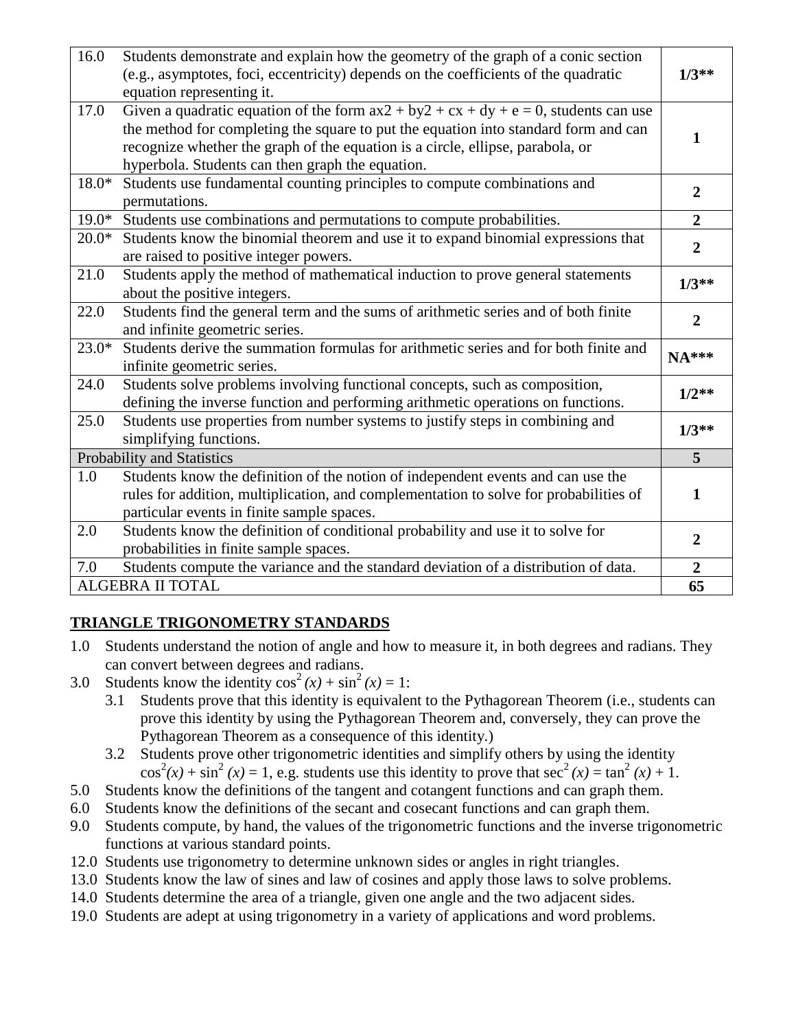| | | |
|---|---|---|
| 16.0 | Students demonstrate and explain how the geometry of the graph of a conic section (e.g., asymptotes, foci, eccentricity) depends on the coefficients of the quadratic equation representing it. | **1/3**** |
| 17.0 | Given a quadratic equation of the form ax2 + by2 + cx + dy + e = 0, students can use the method for completing the square to put the equation into standard form and can recognize whether the graph of the equation is a circle, ellipse, parabola, or hyperbola. Students can then graph the equation. | **1** |
| 18.0* | Students use fundamental counting principles to compute combinations and permutations. | **2** |
| 19.0* | Students use combinations and permutations to compute probabilities. | **2** |
| 20.0* | Students know the binomial theorem and use it to expand binomial expressions that are raised to positive integer powers. | **2** |
| 21.0 | Students apply the method of mathematical induction to prove general statements about the positive integers. | **1/3**** |
| 22.0 | Students find the general term and the sums of arithmetic series and of both finite and infinite geometric series. | **2** |
| 23.0* | Students derive the summation formulas for arithmetic series and for both finite and infinite geometric series. | **NA***** |
| 24.0 | Students solve problems involving functional concepts, such as composition, defining the inverse function and performing arithmetic operations on functions. | **1/2**** |
| 25.0 | Students use properties from number systems to justify steps in combining and simplifying functions. | **1/3**** |
| Probability and Statistics | | **5** |
| 1.0 | Students know the definition of the notion of independent events and can use the rules for addition, multiplication, and complementation to solve for probabilities of particular events in finite sample spaces. | **1** |
| 2.0 | Students know the definition of conditional probability and use it to solve for probabilities in finite sample spaces. | **2** |
| 7.0 | Students compute the variance and the standard deviation of a distribution of data. | **2** |
| ALGEBRA II TOTAL | | **65** |

## TRIANGLE TRIGONOMETRY STANDARDS

1.0 Students understand the notion of angle and how to measure it, in both degrees and radians. They can convert between degrees and radians.

3.0 Students know the identity $\cos^2(x) + \sin^2(x) = 1$:

- 3.1 Students prove that this identity is equivalent to the Pythagorean Theorem (i.e., students can prove this identity by using the Pythagorean Theorem and, conversely, they can prove the Pythagorean Theorem as a consequence of this identity.)
- 3.2 Students prove other trigonometric identities and simplify others by using the identity $\cos^2(x) + \sin^2(x) = 1$, e.g. students use this identity to prove that $\sec^2(x) = \tan^2(x) + 1$.

5.0 Students know the definitions of the tangent and cotangent functions and can graph them.

6.0 Students know the definitions of the secant and cosecant functions and can graph them.

9.0 Students compute, by hand, the values of the trigonometric functions and the inverse trigonometric functions at various standard points.

12.0 Students use trigonometry to determine unknown sides or angles in right triangles.

13.0 Students know the law of sines and law of cosines and apply those laws to solve problems.

14.0 Students determine the area of a triangle, given one angle and the two adjacent sides.

19.0 Students are adept at using trigonometry in a variety of applications and word problems.